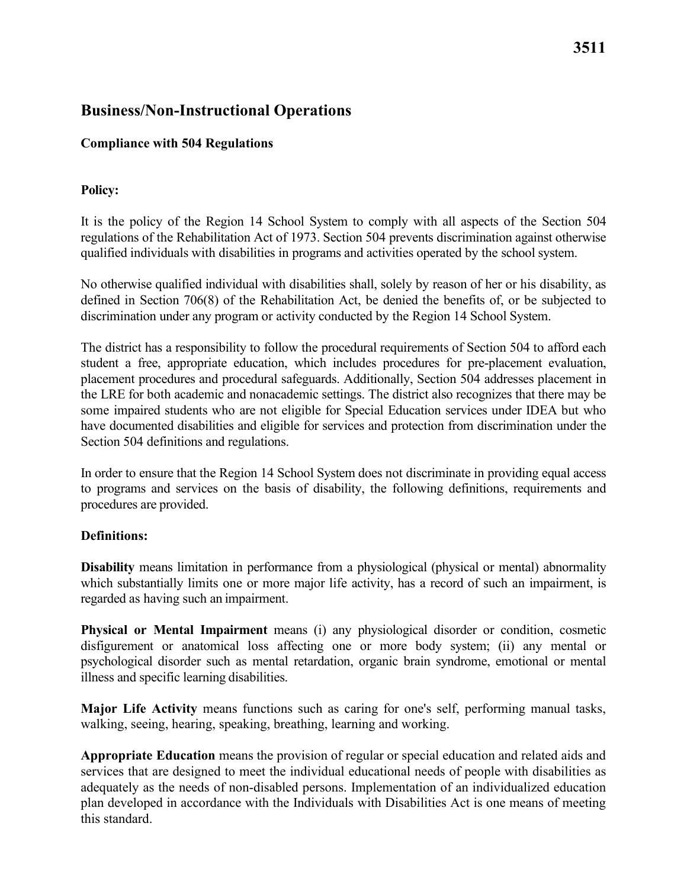# Business/Non-Instructional Operations

### Compliance with 504 Regulations

**Policy:**

It is the policy of the Region 14 School System to comply with all aspects of the Section 504 regulations of the Rehabilitation Act of 1973. Section 504 prevents discrimination against otherwise qualified individuals with disabilities in programs and activities operated by the school system.

No otherwise qualified individual with disabilities shall, solely by reason of her or his disability, as defined in Section 706(8) of the Rehabilitation Act, be denied the benefits of, or be subjected to discrimination under any program or activity conducted by the Region 14 School System.

The district has a responsibility to follow the procedural requirements of Section 504 to afford each student a free, appropriate education, which includes procedures for pre-placement evaluation, placement procedures and procedural safeguards. Additionally, Section 504 addresses placement in the LRE for both academic and nonacademic settings. The district also recognizes that there may be some impaired students who are not eligible for Special Education services under IDEA but who have documented disabilities and eligible for services and protection from discrimination under the Section 504 definitions and regulations.

In order to ensure that the Region 14 School System does not discriminate in providing equal access to programs and services on the basis of disability, the following definitions, requirements and procedures are provided.

**Definitions:**

**Disability** means limitation in performance from a physiological (physical or mental) abnormality which substantially limits one or more major life activity, has a record of such an impairment, is regarded as having such an impairment.

**Physical or Mental Impairment** means (i) any physiological disorder or condition, cosmetic disfigurement or anatomical loss affecting one or more body system; (ii) any mental or psychological disorder such as mental retardation, organic brain syndrome, emotional or mental illness and specific learning disabilities.

**Major Life Activity** means functions such as caring for one's self, performing manual tasks, walking, seeing, hearing, speaking, breathing, learning and working.

**Appropriate Education** means the provision of regular or special education and related aids and services that are designed to meet the individual educational needs of people with disabilities as adequately as the needs of non-disabled persons. Implementation of an individualized education plan developed in accordance with the Individuals with Disabilities Act is one means of meeting this standard.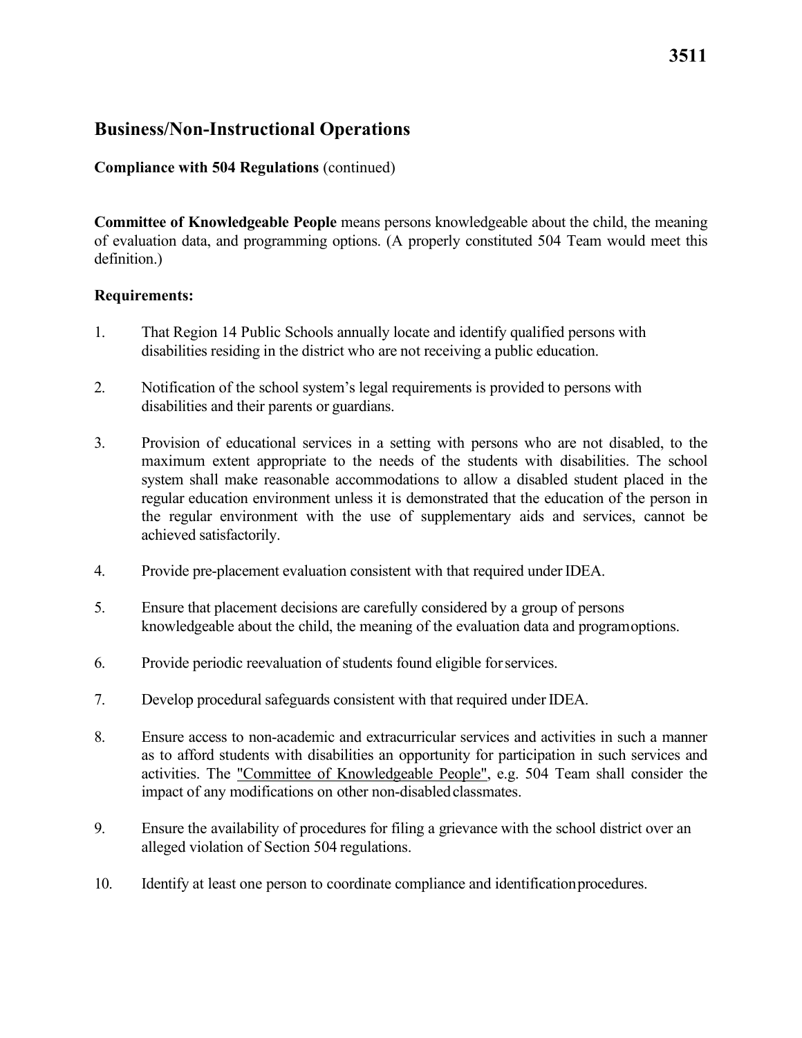## Business/Non-Instructional Operations

**Compliance with 504 Regulations** (continued)

**Committee of Knowledgeable People** means persons knowledgeable about the child, the meaning of evaluation data, and programming options. (A properly constituted 504 Team would meet this definition.)

**Requirements:**

1. That Region 14 Public Schools annually locate and identify qualified persons with disabilities residing in the district who are not receiving a public education.
2. Notification of the school system's legal requirements is provided to persons with disabilities and their parents or guardians.
3. Provision of educational services in a setting with persons who are not disabled, to the maximum extent appropriate to the needs of the students with disabilities. The school system shall make reasonable accommodations to allow a disabled student placed in the regular education environment unless it is demonstrated that the education of the person in the regular environment with the use of supplementary aids and services, cannot be achieved satisfactorily.
4. Provide pre-placement evaluation consistent with that required under IDEA.
5. Ensure that placement decisions are carefully considered by a group of persons knowledgeable about the child, the meaning of the evaluation data and program options.
6. Provide periodic reevaluation of students found eligible for services.
7. Develop procedural safeguards consistent with that required under IDEA.
8. Ensure access to non-academic and extracurricular services and activities in such a manner as to afford students with disabilities an opportunity for participation in such services and activities. The "Committee of Knowledgeable People", e.g. 504 Team shall consider the impact of any modifications on other non-disabled classmates.
9. Ensure the availability of procedures for filing a grievance with the school district over an alleged violation of Section 504 regulations.
10. Identify at least one person to coordinate compliance and identification procedures.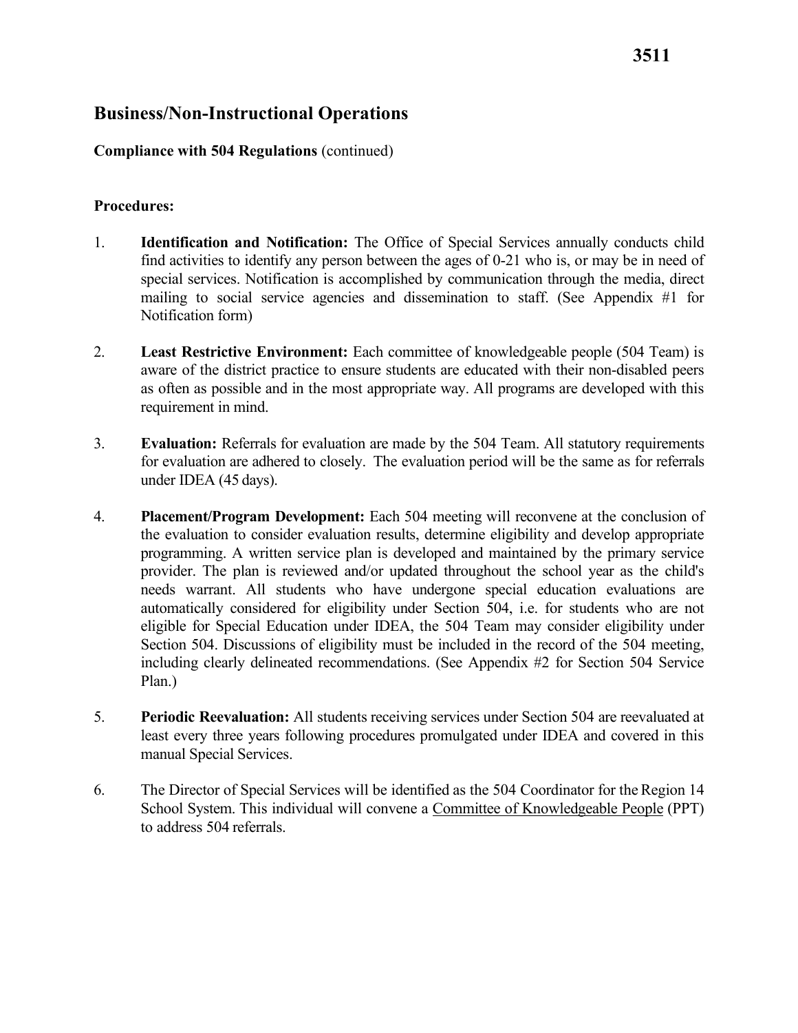## Business/Non-Instructional Operations

**Compliance with 504 Regulations** (continued)

**Procedures:**

1. **Identification and Notification:** The Office of Special Services annually conducts child find activities to identify any person between the ages of 0-21 who is, or may be in need of special services. Notification is accomplished by communication through the media, direct mailing to social service agencies and dissemination to staff. (See Appendix #1 for Notification form)

2. **Least Restrictive Environment:** Each committee of knowledgeable people (504 Team) is aware of the district practice to ensure students are educated with their non-disabled peers as often as possible and in the most appropriate way. All programs are developed with this requirement in mind.

3. **Evaluation:** Referrals for evaluation are made by the 504 Team. All statutory requirements for evaluation are adhered to closely. The evaluation period will be the same as for referrals under IDEA (45 days).

4. **Placement/Program Development:** Each 504 meeting will reconvene at the conclusion of the evaluation to consider evaluation results, determine eligibility and develop appropriate programming. A written service plan is developed and maintained by the primary service provider. The plan is reviewed and/or updated throughout the school year as the child's needs warrant. All students who have undergone special education evaluations are automatically considered for eligibility under Section 504, i.e. for students who are not eligible for Special Education under IDEA, the 504 Team may consider eligibility under Section 504. Discussions of eligibility must be included in the record of the 504 meeting, including clearly delineated recommendations. (See Appendix #2 for Section 504 Service Plan.)

5. **Periodic Reevaluation:** All students receiving services under Section 504 are reevaluated at least every three years following procedures promulgated under IDEA and covered in this manual Special Services.

6. The Director of Special Services will be identified as the 504 Coordinator for the Region 14 School System. This individual will convene a <u>Committee of Knowledgeable People</u> (PPT) to address 504 referrals.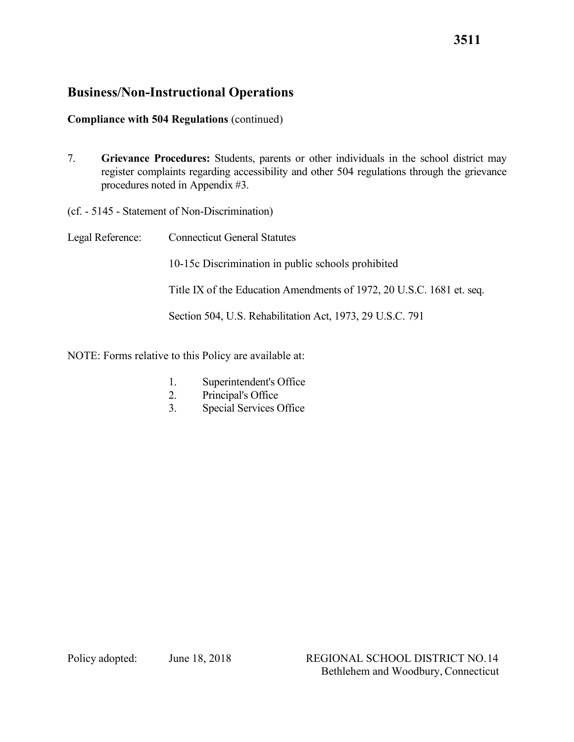## Business/Non-Instructional Operations

**Compliance with 504 Regulations** (continued)

7. **Grievance Procedures:** Students, parents or other individuals in the school district may register complaints regarding accessibility and other 504 regulations through the grievance procedures noted in Appendix #3.

(cf. - 5145 - Statement of Non-Discrimination)

Legal Reference: Connecticut General Statutes

10-15c Discrimination in public schools prohibited

Title IX of the Education Amendments of 1972, 20 U.S.C. 1681 et. seq.

Section 504, U.S. Rehabilitation Act, 1973, 29 U.S.C. 791

NOTE: Forms relative to this Policy are available at:

1. Superintendent's Office
2. Principal's Office
3. Special Services Office

Policy adopted: June 18, 2018

REGIONAL SCHOOL DISTRICT NO. 14
Bethlehem and Woodbury, Connecticut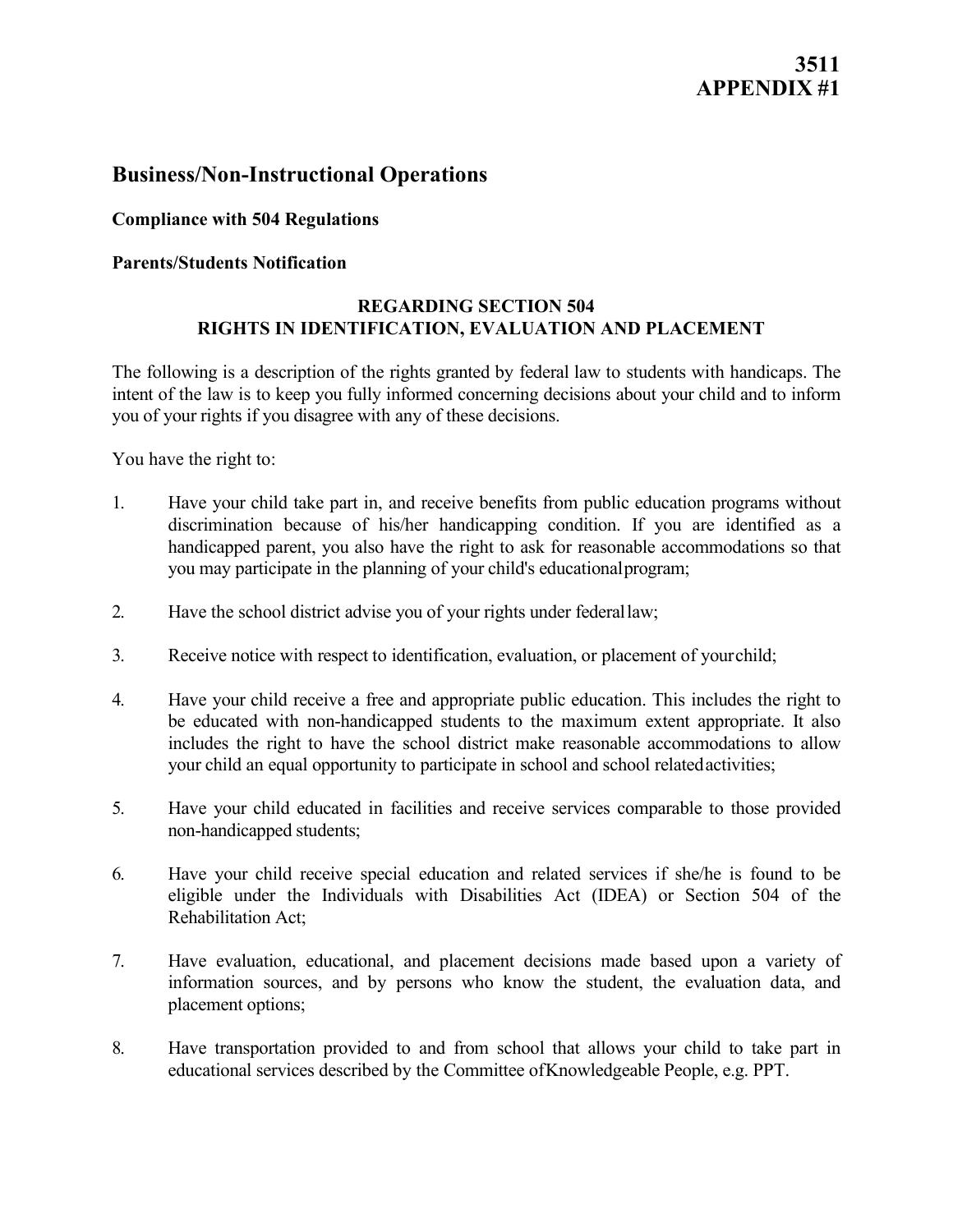**3511**
**APPENDIX #1**

## Business/Non-Instructional Operations

**Compliance with 504 Regulations**

**Parents/Students Notification**

### REGARDING SECTION 504
### RIGHTS IN IDENTIFICATION, EVALUATION AND PLACEMENT

The following is a description of the rights granted by federal law to students with handicaps. The intent of the law is to keep you fully informed concerning decisions about your child and to inform you of your rights if you disagree with any of these decisions.

You have the right to:

1. Have your child take part in, and receive benefits from public education programs without discrimination because of his/her handicapping condition. If you are identified as a handicapped parent, you also have the right to ask for reasonable accommodations so that you may participate in the planning of your child's educational program;

2. Have the school district advise you of your rights under federal law;

3. Receive notice with respect to identification, evaluation, or placement of your child;

4. Have your child receive a free and appropriate public education. This includes the right to be educated with non-handicapped students to the maximum extent appropriate. It also includes the right to have the school district make reasonable accommodations to allow your child an equal opportunity to participate in school and school related activities;

5. Have your child educated in facilities and receive services comparable to those provided non-handicapped students;

6. Have your child receive special education and related services if she/he is found to be eligible under the Individuals with Disabilities Act (IDEA) or Section 504 of the Rehabilitation Act;

7. Have evaluation, educational, and placement decisions made based upon a variety of information sources, and by persons who know the student, the evaluation data, and placement options;

8. Have transportation provided to and from school that allows your child to take part in educational services described by the Committee of Knowledgeable People, e.g. PPT.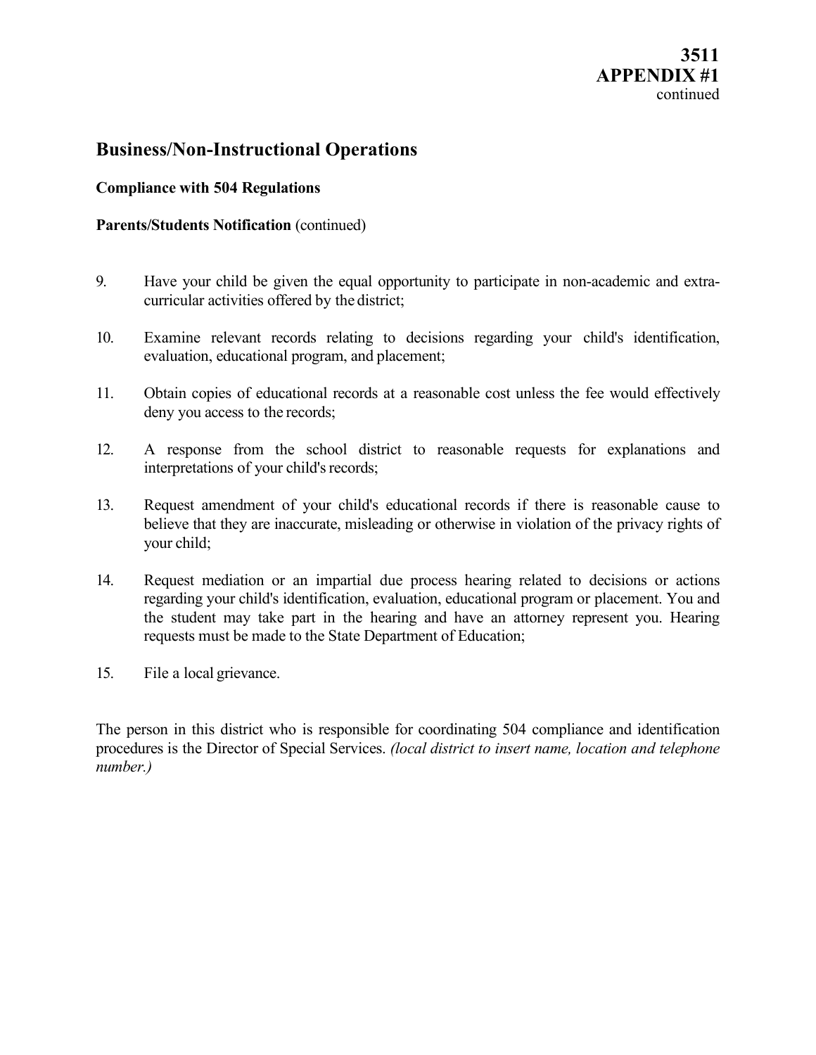**3511**
**APPENDIX #1**
continued

# Business/Non-Instructional Operations

**Compliance with 504 Regulations**

**Parents/Students Notification** (continued)

9. Have your child be given the equal opportunity to participate in non-academic and extra-curricular activities offered by the district;

10. Examine relevant records relating to decisions regarding your child's identification, evaluation, educational program, and placement;

11. Obtain copies of educational records at a reasonable cost unless the fee would effectively deny you access to the records;

12. A response from the school district to reasonable requests for explanations and interpretations of your child's records;

13. Request amendment of your child's educational records if there is reasonable cause to believe that they are inaccurate, misleading or otherwise in violation of the privacy rights of your child;

14. Request mediation or an impartial due process hearing related to decisions or actions regarding your child's identification, evaluation, educational program or placement. You and the student may take part in the hearing and have an attorney represent you. Hearing requests must be made to the State Department of Education;

15. File a local grievance.

The person in this district who is responsible for coordinating 504 compliance and identification procedures is the Director of Special Services. *(local district to insert name, location and telephone number.)*